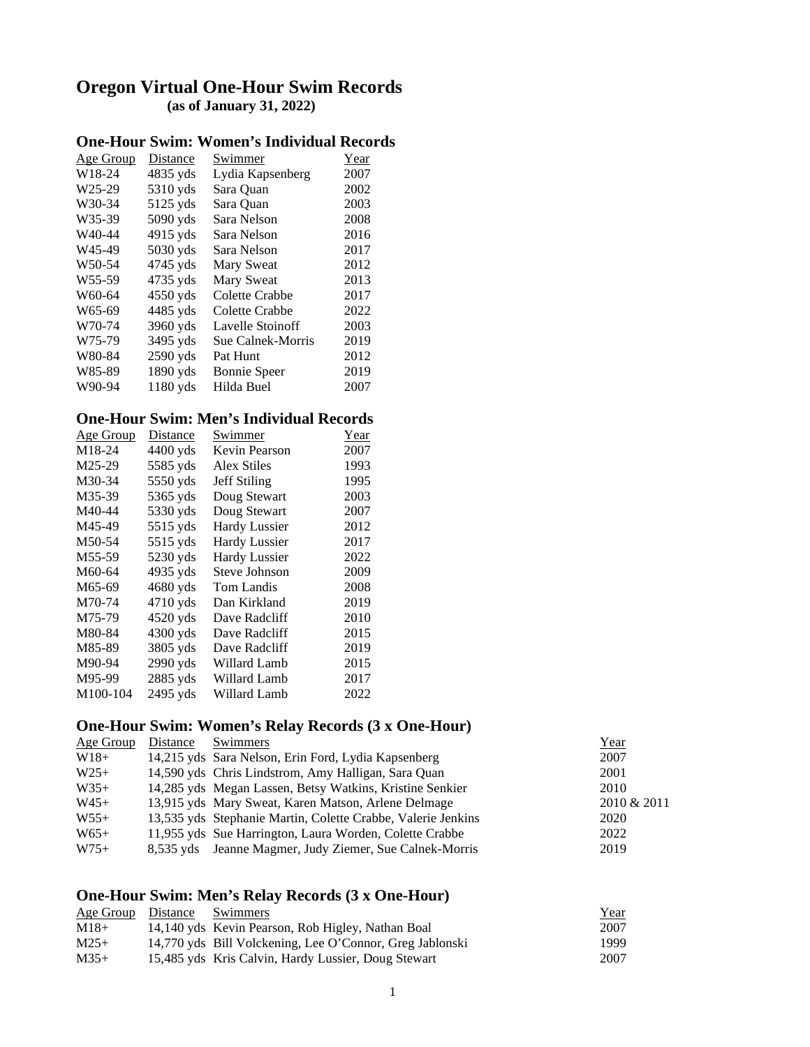# Oregon Virtual One-Hour Swim Records

**(as of January 31, 2022)**

## One-Hour Swim: Women's Individual Records

| Age Group | Distance | Swimmer | Year |
|---|---|---|---|
| W18-24 | 4835 yds | Lydia Kapsenberg | 2007 |
| W25-29 | 5310 yds | Sara Quan | 2002 |
| W30-34 | 5125 yds | Sara Quan | 2003 |
| W35-39 | 5090 yds | Sara Nelson | 2008 |
| W40-44 | 4915 yds | Sara Nelson | 2016 |
| W45-49 | 5030 yds | Sara Nelson | 2017 |
| W50-54 | 4745 yds | Mary Sweat | 2012 |
| W55-59 | 4735 yds | Mary Sweat | 2013 |
| W60-64 | 4550 yds | Colette Crabbe | 2017 |
| W65-69 | 4485 yds | Colette Crabbe | 2022 |
| W70-74 | 3960 yds | Lavelle Stoinoff | 2003 |
| W75-79 | 3495 yds | Sue Calnek-Morris | 2019 |
| W80-84 | 2590 yds | Pat Hunt | 2012 |
| W85-89 | 1890 yds | Bonnie Speer | 2019 |
| W90-94 | 1180 yds | Hilda Buel | 2007 |

## One-Hour Swim: Men's Individual Records

| Age Group | Distance | Swimmer | Year |
|---|---|---|---|
| M18-24 | 4400 yds | Kevin Pearson | 2007 |
| M25-29 | 5585 yds | Alex Stiles | 1993 |
| M30-34 | 5550 yds | Jeff Stiling | 1995 |
| M35-39 | 5365 yds | Doug Stewart | 2003 |
| M40-44 | 5330 yds | Doug Stewart | 2007 |
| M45-49 | 5515 yds | Hardy Lussier | 2012 |
| M50-54 | 5515 yds | Hardy Lussier | 2017 |
| M55-59 | 5230 yds | Hardy Lussier | 2022 |
| M60-64 | 4935 yds | Steve Johnson | 2009 |
| M65-69 | 4680 yds | Tom Landis | 2008 |
| M70-74 | 4710 yds | Dan Kirkland | 2019 |
| M75-79 | 4520 yds | Dave Radcliff | 2010 |
| M80-84 | 4300 yds | Dave Radcliff | 2015 |
| M85-89 | 3805 yds | Dave Radcliff | 2019 |
| M90-94 | 2990 yds | Willard Lamb | 2015 |
| M95-99 | 2885 yds | Willard Lamb | 2017 |
| M100-104 | 2495 yds | Willard Lamb | 2022 |

## One-Hour Swim: Women's Relay Records (3 x One-Hour)

| Age Group | Distance | Swimmers | Year |
|---|---|---|---|
| W18+ | 14,215 yds | Sara Nelson, Erin Ford, Lydia Kapsenberg | 2007 |
| W25+ | 14,590 yds | Chris Lindstrom, Amy Halligan, Sara Quan | 2001 |
| W35+ | 14,285 yds | Megan Lassen, Betsy Watkins, Kristine Senkier | 2010 |
| W45+ | 13,915 yds | Mary Sweat, Karen Matson, Arlene Delmage | 2010 & 2011 |
| W55+ | 13,535 yds | Stephanie Martin, Colette Crabbe, Valerie Jenkins | 2020 |
| W65+ | 11,955 yds | Sue Harrington, Laura Worden, Colette Crabbe | 2022 |
| W75+ | 8,535 yds | Jeanne Magmer, Judy Ziemer, Sue Calnek-Morris | 2019 |

## One-Hour Swim: Men's Relay Records (3 x One-Hour)

| Age Group | Distance | Swimmers | Year |
|---|---|---|---|
| M18+ | 14,140 yds | Kevin Pearson, Rob Higley, Nathan Boal | 2007 |
| M25+ | 14,770 yds | Bill Volckening, Lee O'Connor, Greg Jablonski | 1999 |
| M35+ | 15,485 yds | Kris Calvin, Hardy Lussier, Doug Stewart | 2007 |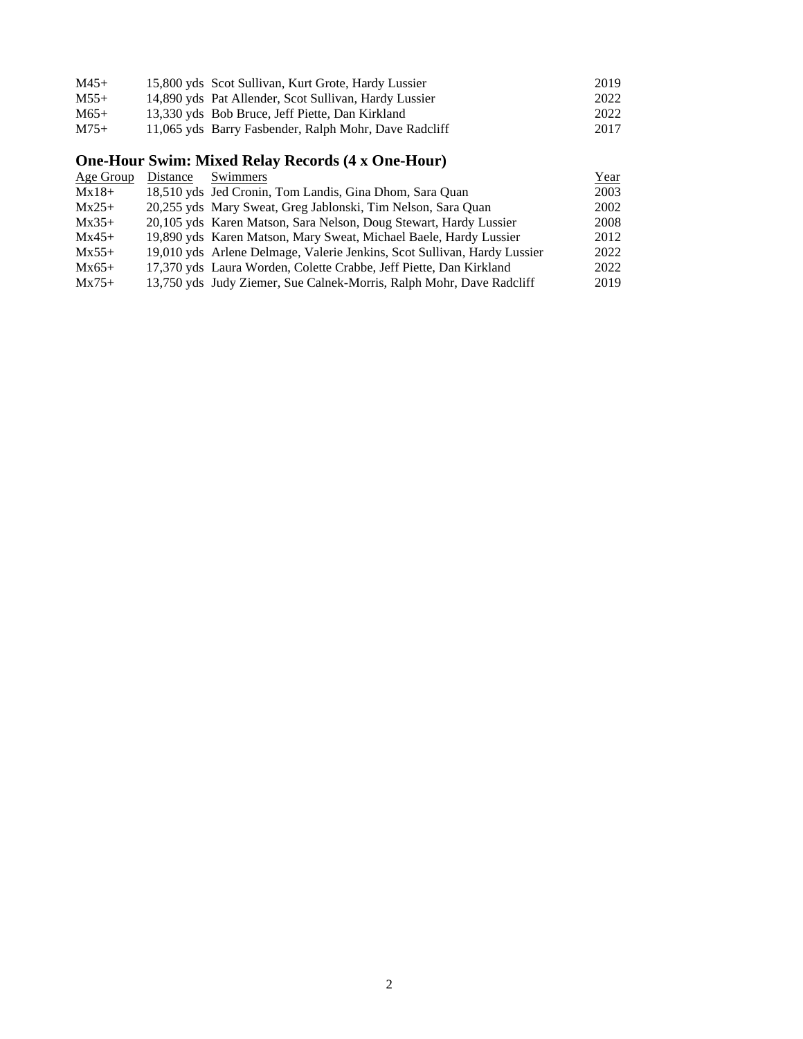| | | | |
|---|---|---|---|
| M45+ | 15,800 yds | Scot Sullivan, Kurt Grote, Hardy Lussier | 2019 |
| M55+ | 14,890 yds | Pat Allender, Scot Sullivan, Hardy Lussier | 2022 |
| M65+ | 13,330 yds | Bob Bruce, Jeff Piette, Dan Kirkland | 2022 |
| M75+ | 11,065 yds | Barry Fasbender, Ralph Mohr, Dave Radcliff | 2017 |

## One-Hour Swim: Mixed Relay Records (4 x One-Hour)

| Age Group | Distance | Swimmers | Year |
|---|---|---|---|
| Mx18+ | 18,510 yds | Jed Cronin, Tom Landis, Gina Dhom, Sara Quan | 2003 |
| Mx25+ | 20,255 yds | Mary Sweat, Greg Jablonski, Tim Nelson, Sara Quan | 2002 |
| Mx35+ | 20,105 yds | Karen Matson, Sara Nelson, Doug Stewart, Hardy Lussier | 2008 |
| Mx45+ | 19,890 yds | Karen Matson, Mary Sweat, Michael Baele, Hardy Lussier | 2012 |
| Mx55+ | 19,010 yds | Arlene Delmage, Valerie Jenkins, Scot Sullivan, Hardy Lussier | 2022 |
| Mx65+ | 17,370 yds | Laura Worden, Colette Crabbe, Jeff Piette, Dan Kirkland | 2022 |
| Mx75+ | 13,750 yds | Judy Ziemer, Sue Calnek-Morris, Ralph Mohr, Dave Radcliff | 2019 |